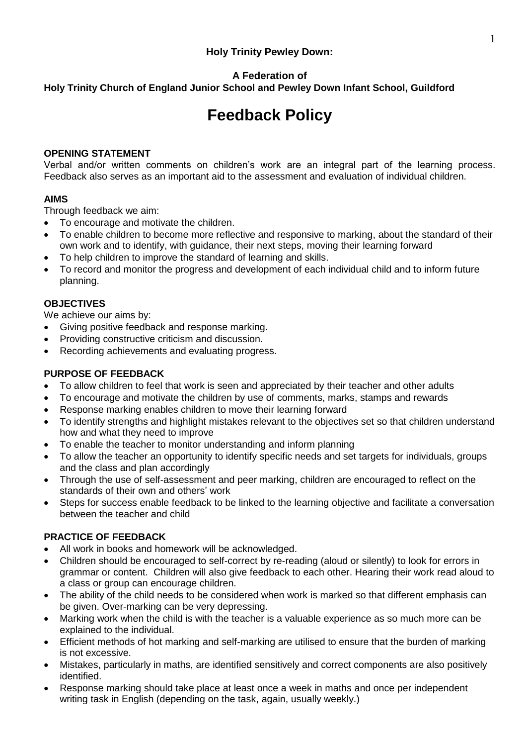**Holy Trinity Pewley Down:**

**A Federation of**
**Holy Trinity Church of England Junior School and Pewley Down Infant School, Guildford**

# Feedback Policy

## OPENING STATEMENT

Verbal and/or written comments on children's work are an integral part of the learning process. Feedback also serves as an important aid to the assessment and evaluation of individual children.

## AIMS

Through feedback we aim:

- To encourage and motivate the children.
- To enable children to become more reflective and responsive to marking, about the standard of their own work and to identify, with guidance, their next steps, moving their learning forward
- To help children to improve the standard of learning and skills.
- To record and monitor the progress and development of each individual child and to inform future planning.

## OBJECTIVES

We achieve our aims by:

- Giving positive feedback and response marking.
- Providing constructive criticism and discussion.
- Recording achievements and evaluating progress.

## PURPOSE OF FEEDBACK

- To allow children to feel that work is seen and appreciated by their teacher and other adults
- To encourage and motivate the children by use of comments, marks, stamps and rewards
- Response marking enables children to move their learning forward
- To identify strengths and highlight mistakes relevant to the objectives set so that children understand how and what they need to improve
- To enable the teacher to monitor understanding and inform planning
- To allow the teacher an opportunity to identify specific needs and set targets for individuals, groups and the class and plan accordingly
- Through the use of self-assessment and peer marking, children are encouraged to reflect on the standards of their own and others' work
- Steps for success enable feedback to be linked to the learning objective and facilitate a conversation between the teacher and child

## PRACTICE OF FEEDBACK

- All work in books and homework will be acknowledged.
- Children should be encouraged to self-correct by re-reading (aloud or silently) to look for errors in grammar or content. Children will also give feedback to each other. Hearing their work read aloud to a class or group can encourage children.
- The ability of the child needs to be considered when work is marked so that different emphasis can be given. Over-marking can be very depressing.
- Marking work when the child is with the teacher is a valuable experience as so much more can be explained to the individual.
- Efficient methods of hot marking and self-marking are utilised to ensure that the burden of marking is not excessive.
- Mistakes, particularly in maths, are identified sensitively and correct components are also positively identified.
- Response marking should take place at least once a week in maths and once per independent writing task in English (depending on the task, again, usually weekly.)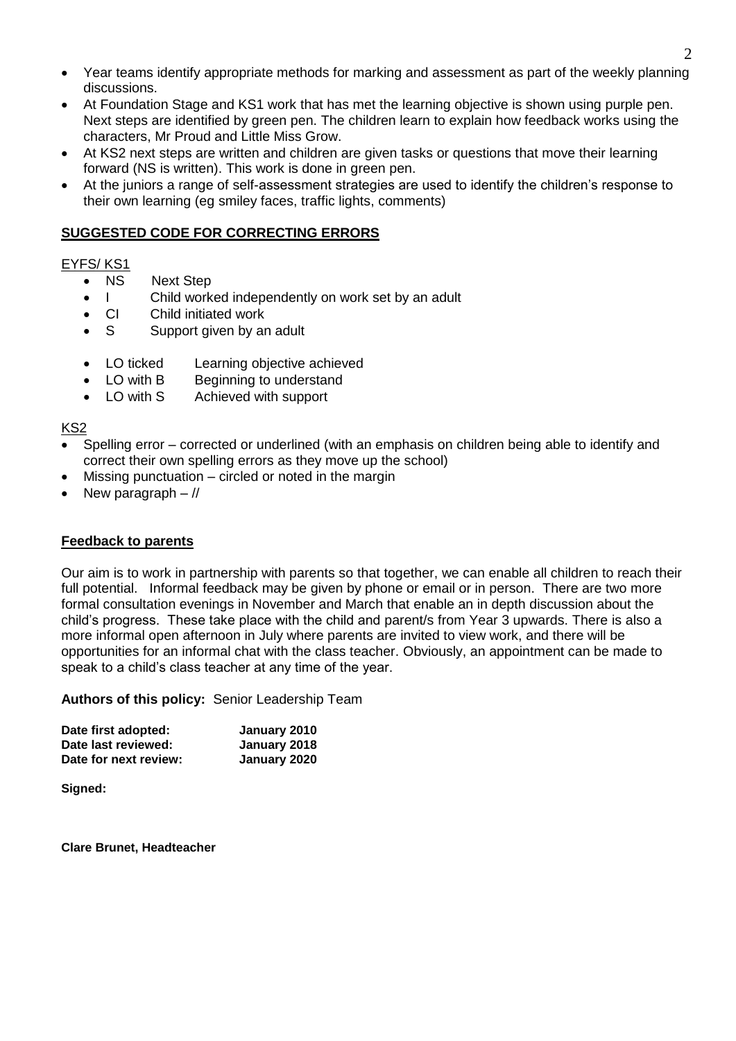- Year teams identify appropriate methods for marking and assessment as part of the weekly planning discussions.
- At Foundation Stage and KS1 work that has met the learning objective is shown using purple pen. Next steps are identified by green pen. The children learn to explain how feedback works using the characters, Mr Proud and Little Miss Grow.
- At KS2 next steps are written and children are given tasks or questions that move their learning forward (NS is written). This work is done in green pen.
- At the juniors a range of self-assessment strategies are used to identify the children's response to their own learning (eg smiley faces, traffic lights, comments)

## SUGGESTED CODE FOR CORRECTING ERRORS

EYFS/ KS1

- NS Next Step
- I Child worked independently on work set by an adult
- CI Child initiated work
- S Support given by an adult

- LO ticked Learning objective achieved
- LO with B Beginning to understand
- LO with S Achieved with support

KS2

- Spelling error – corrected or underlined (with an emphasis on children being able to identify and correct their own spelling errors as they move up the school)
- Missing punctuation – circled or noted in the margin
- New paragraph – //

## Feedback to parents

Our aim is to work in partnership with parents so that together, we can enable all children to reach their full potential. Informal feedback may be given by phone or email or in person. There are two more formal consultation evenings in November and March that enable an in depth discussion about the child's progress. These take place with the child and parent/s from Year 3 upwards. There is also a more informal open afternoon in July where parents are invited to view work, and there will be opportunities for an informal chat with the class teacher. Obviously, an appointment can be made to speak to a child's class teacher at any time of the year.

**Authors of this policy:** Senior Leadership Team

**Date first adopted:** **January 2010**
**Date last reviewed:** **January 2018**
**Date for next review:** **January 2020**

**Signed:**

**Clare Brunet, Headteacher**